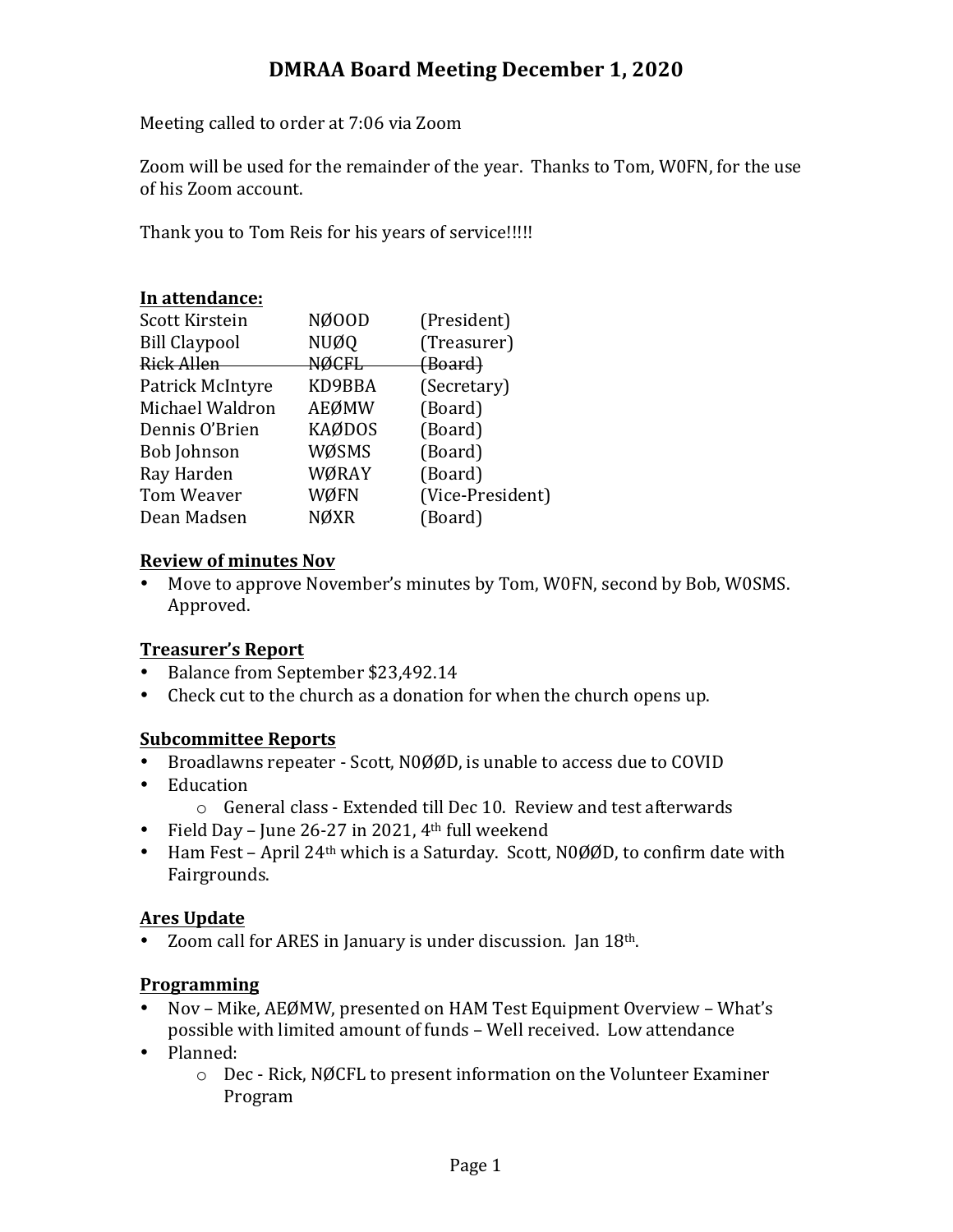# DMRAA Board Meeting December 1, 2020

Meeting called to order at 7:06 via Zoom

Zoom will be used for the remainder of the year. Thanks to Tom, W0FN, for the use of his Zoom account.

Thank you to Tom Reis for his years of service!!!!!

**In attendance:**

| | | |
|---|---|---|
| Scott Kirstein | NØOOD | (President) |
| Bill Claypool | NUØQ | (Treasurer) |
| ~~Rick Allen~~ | ~~NØCFL~~ | ~~(Board)~~ |
| Patrick McIntyre | KD9BBA | (Secretary) |
| Michael Waldron | AEØMW | (Board) |
| Dennis O'Brien | KAØDOS | (Board) |
| Bob Johnson | WØSMS | (Board) |
| Ray Harden | WØRAY | (Board) |
| Tom Weaver | WØFN | (Vice-President) |
| Dean Madsen | NØXR | (Board) |

**Review of minutes Nov**

- Move to approve November's minutes by Tom, W0FN, second by Bob, W0SMS. Approved.

**Treasurer's Report**

- Balance from September $23,492.14
- Check cut to the church as a donation for when the church opens up.

**Subcommittee Reports**

- Broadlawns repeater - Scott, N0ØØD, is unable to access due to COVID
- Education
  - General class - Extended till Dec 10. Review and test afterwards
- Field Day – June 26-27 in 2021, 4th full weekend
- Ham Fest – April 24th which is a Saturday. Scott, N0ØØD, to confirm date with Fairgrounds.

**Ares Update**

- Zoom call for ARES in January is under discussion. Jan 18th.

**Programming**

- Nov – Mike, AEØMW, presented on HAM Test Equipment Overview – What's possible with limited amount of funds – Well received. Low attendance
- Planned:
  - Dec - Rick, NØCFL to present information on the Volunteer Examiner Program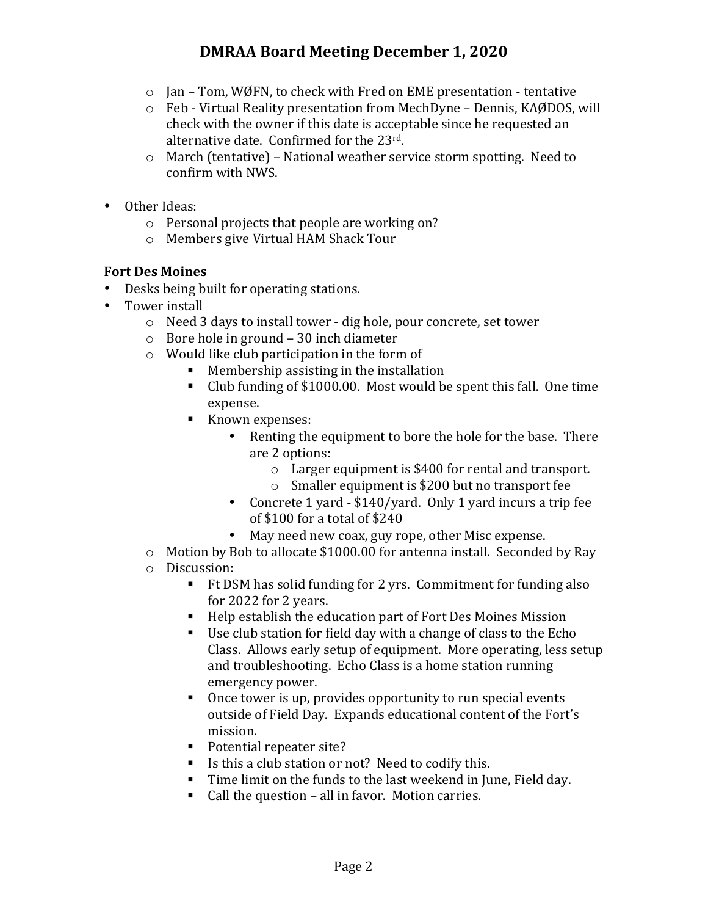- Jan – Tom, WØFN, to check with Fred on EME presentation - tentative
  - Feb - Virtual Reality presentation from MechDyne – Dennis, KAØDOS, will check with the owner if this date is acceptable since he requested an alternative date. Confirmed for the 23rd.
  - March (tentative) – National weather service storm spotting. Need to confirm with NWS.

- Other Ideas:
  - Personal projects that people are working on?
  - Members give Virtual HAM Shack Tour

**Fort Des Moines**

- Desks being built for operating stations.
- Tower install
  - Need 3 days to install tower - dig hole, pour concrete, set tower
  - Bore hole in ground – 30 inch diameter
  - Would like club participation in the form of
    - Membership assisting in the installation
    - Club funding of $1000.00. Most would be spent this fall. One time expense.
    - Known expenses:
      - Renting the equipment to bore the hole for the base. There are 2 options:
        - Larger equipment is $400 for rental and transport.
        - Smaller equipment is $200 but no transport fee
      - Concrete 1 yard - $140/yard. Only 1 yard incurs a trip fee of $100 for a total of $240
      - May need new coax, guy rope, other Misc expense.
  - Motion by Bob to allocate $1000.00 for antenna install. Seconded by Ray
  - Discussion:
    - Ft DSM has solid funding for 2 yrs. Commitment for funding also for 2022 for 2 years.
    - Help establish the education part of Fort Des Moines Mission
    - Use club station for field day with a change of class to the Echo Class. Allows early setup of equipment. More operating, less setup and troubleshooting. Echo Class is a home station running emergency power.
    - Once tower is up, provides opportunity to run special events outside of Field Day. Expands educational content of the Fort's mission.
    - Potential repeater site?
    - Is this a club station or not? Need to codify this.
    - Time limit on the funds to the last weekend in June, Field day.
    - Call the question – all in favor. Motion carries.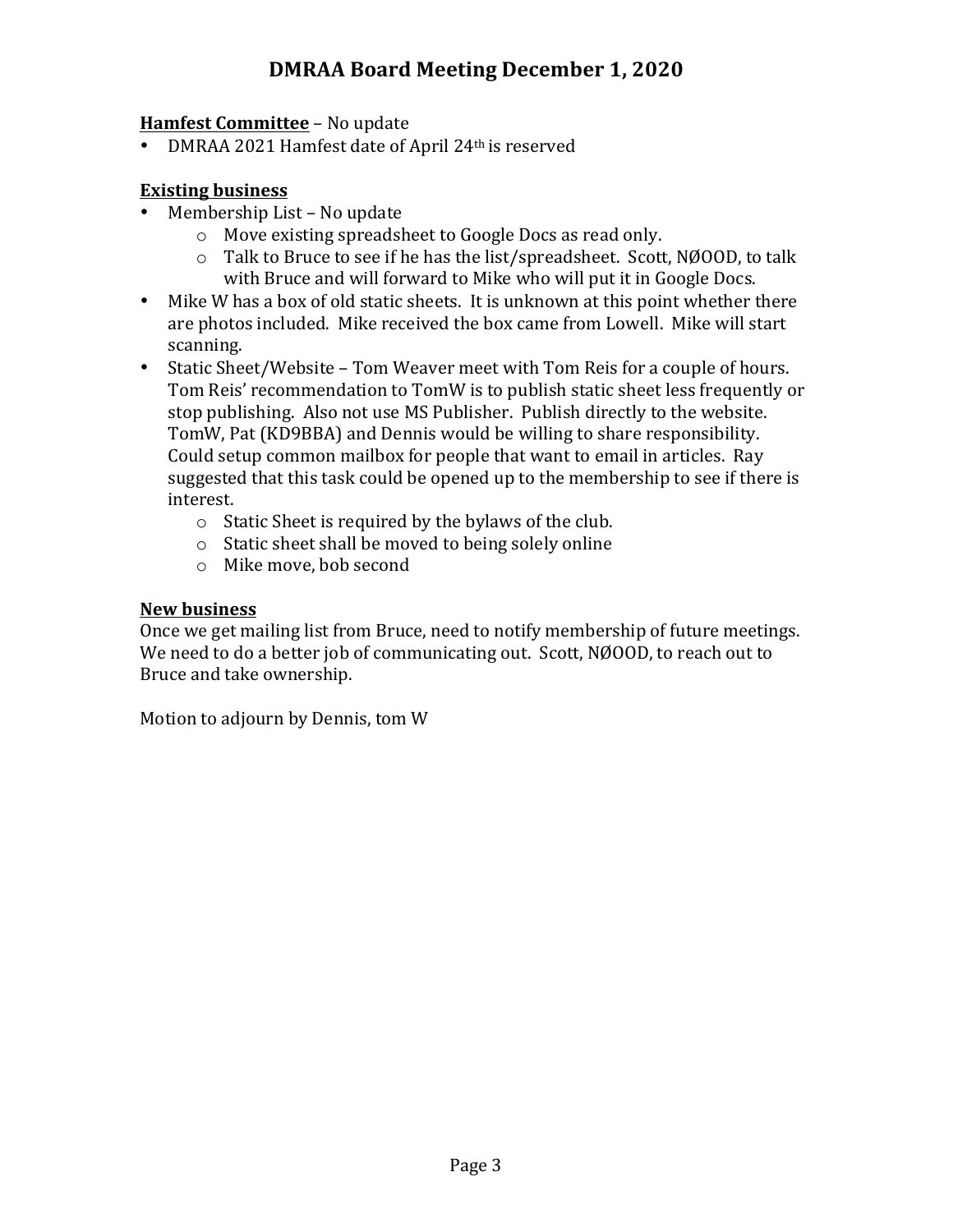**Hamfest Committee** – No update

- DMRAA 2021 Hamfest date of April 24th is reserved

**Existing business**

- Membership List – No update
  - Move existing spreadsheet to Google Docs as read only.
  - Talk to Bruce to see if he has the list/spreadsheet. Scott, NØOOD, to talk with Bruce and will forward to Mike who will put it in Google Docs.
- Mike W has a box of old static sheets. It is unknown at this point whether there are photos included. Mike received the box came from Lowell. Mike will start scanning.
- Static Sheet/Website – Tom Weaver meet with Tom Reis for a couple of hours. Tom Reis' recommendation to TomW is to publish static sheet less frequently or stop publishing. Also not use MS Publisher. Publish directly to the website. TomW, Pat (KD9BBA) and Dennis would be willing to share responsibility. Could setup common mailbox for people that want to email in articles. Ray suggested that this task could be opened up to the membership to see if there is interest.
  - Static Sheet is required by the bylaws of the club.
  - Static sheet shall be moved to being solely online
  - Mike move, bob second

**New business**

Once we get mailing list from Bruce, need to notify membership of future meetings. We need to do a better job of communicating out. Scott, NØOOD, to reach out to Bruce and take ownership.

Motion to adjourn by Dennis, tom W